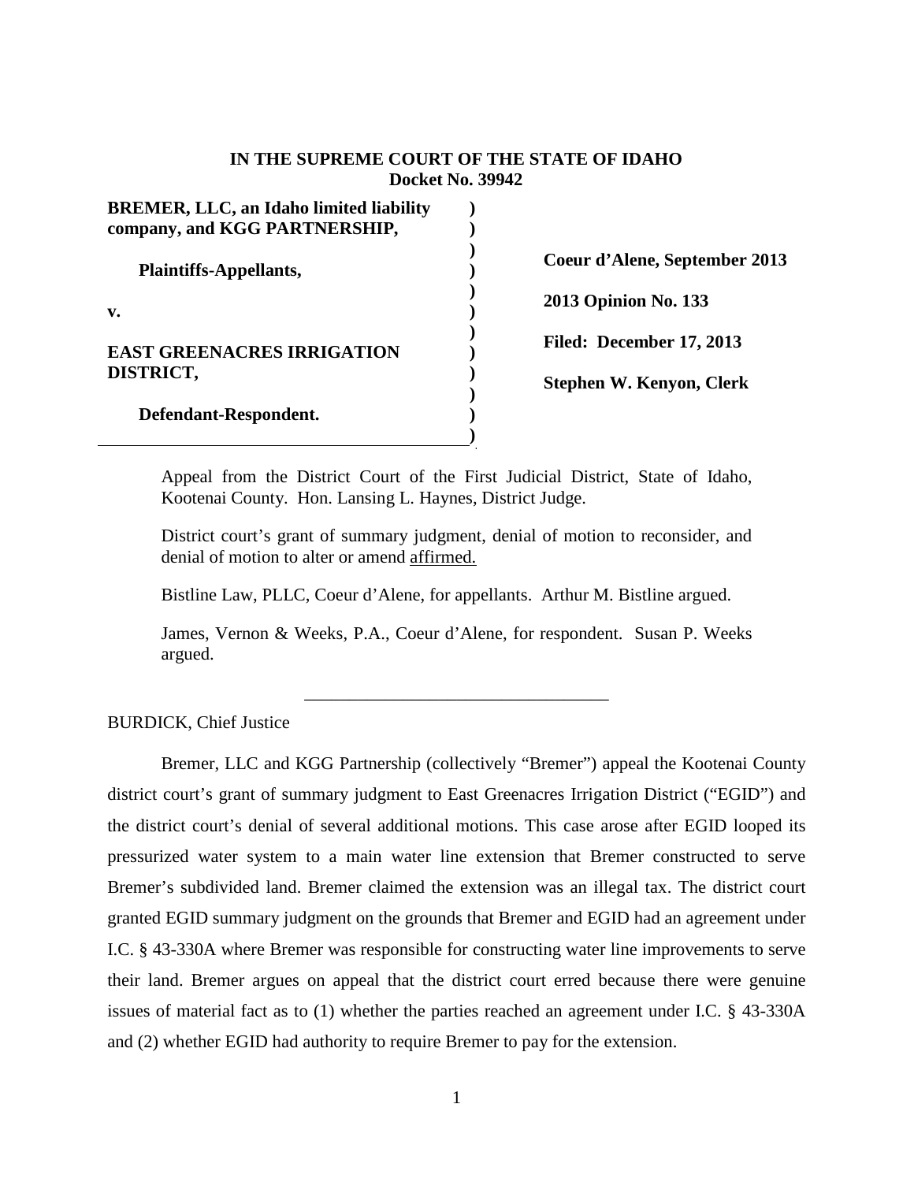**IN THE SUPREME COURT OF THE STATE OF IDAHO**
**Docket No. 39942**

| | |
|---|---|
| **BREMER, LLC, an Idaho limited liability company, and KGG PARTNERSHIP,** | |
| **Plaintiffs-Appellants,** | **Coeur d'Alene, September 2013** |
| **v.** | **2013 Opinion No. 133** |
| **EAST GREENACRES IRRIGATION DISTRICT,** | **Filed: December 17, 2013** |
| **Defendant-Respondent.** | **Stephen W. Kenyon, Clerk** |

Appeal from the District Court of the First Judicial District, State of Idaho, Kootenai County. Hon. Lansing L. Haynes, District Judge.

District court's grant of summary judgment, denial of motion to reconsider, and denial of motion to alter or amend affirmed.

Bistline Law, PLLC, Coeur d'Alene, for appellants. Arthur M. Bistline argued.

James, Vernon & Weeks, P.A., Coeur d'Alene, for respondent. Susan P. Weeks argued.

---

BURDICK, Chief Justice

Bremer, LLC and KGG Partnership (collectively "Bremer") appeal the Kootenai County district court's grant of summary judgment to East Greenacres Irrigation District ("EGID") and the district court's denial of several additional motions. This case arose after EGID looped its pressurized water system to a main water line extension that Bremer constructed to serve Bremer's subdivided land. Bremer claimed the extension was an illegal tax. The district court granted EGID summary judgment on the grounds that Bremer and EGID had an agreement under I.C. § 43-330A where Bremer was responsible for constructing water line improvements to serve their land. Bremer argues on appeal that the district court erred because there were genuine issues of material fact as to (1) whether the parties reached an agreement under I.C. § 43-330A and (2) whether EGID had authority to require Bremer to pay for the extension.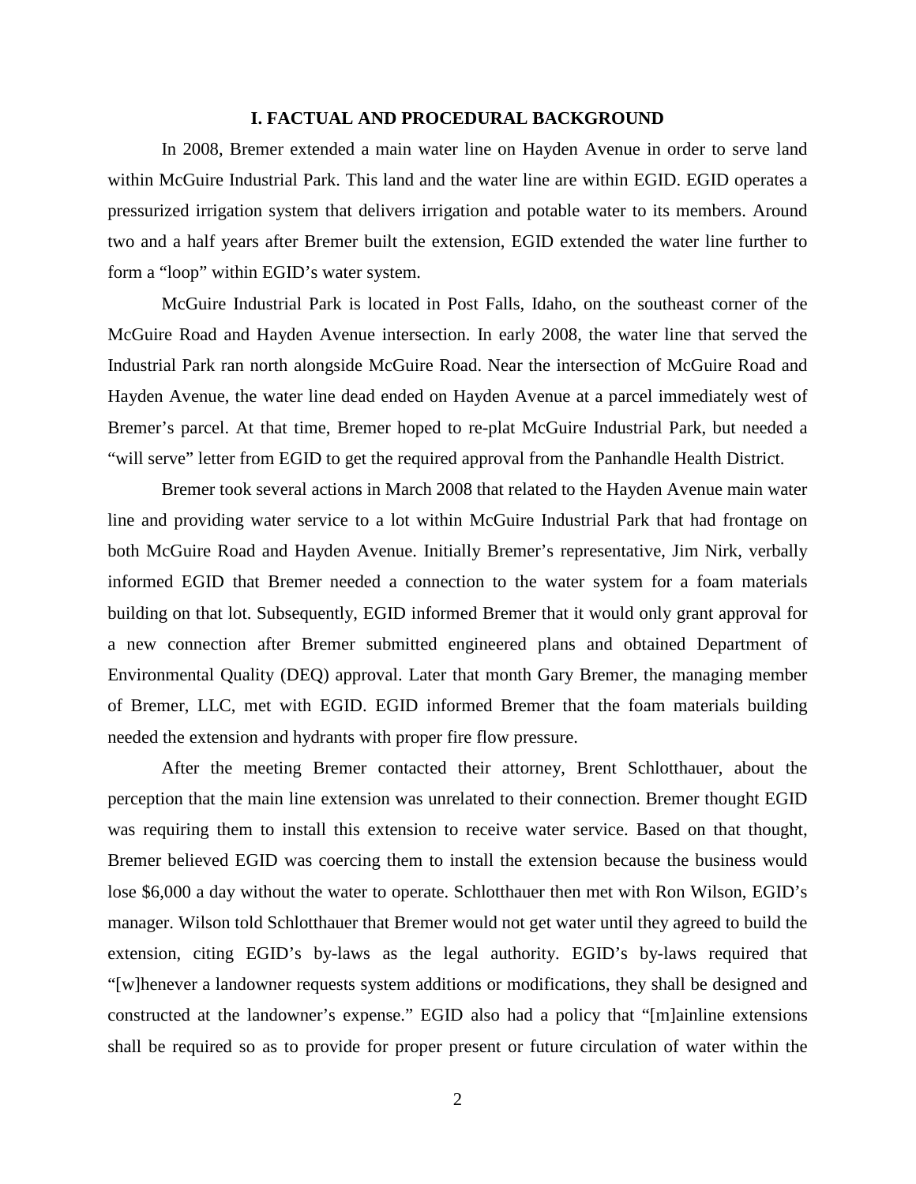## I. FACTUAL AND PROCEDURAL BACKGROUND

In 2008, Bremer extended a main water line on Hayden Avenue in order to serve land within McGuire Industrial Park. This land and the water line are within EGID. EGID operates a pressurized irrigation system that delivers irrigation and potable water to its members. Around two and a half years after Bremer built the extension, EGID extended the water line further to form a "loop" within EGID's water system.

McGuire Industrial Park is located in Post Falls, Idaho, on the southeast corner of the McGuire Road and Hayden Avenue intersection. In early 2008, the water line that served the Industrial Park ran north alongside McGuire Road. Near the intersection of McGuire Road and Hayden Avenue, the water line dead ended on Hayden Avenue at a parcel immediately west of Bremer's parcel. At that time, Bremer hoped to re-plat McGuire Industrial Park, but needed a "will serve" letter from EGID to get the required approval from the Panhandle Health District.

Bremer took several actions in March 2008 that related to the Hayden Avenue main water line and providing water service to a lot within McGuire Industrial Park that had frontage on both McGuire Road and Hayden Avenue. Initially Bremer's representative, Jim Nirk, verbally informed EGID that Bremer needed a connection to the water system for a foam materials building on that lot. Subsequently, EGID informed Bremer that it would only grant approval for a new connection after Bremer submitted engineered plans and obtained Department of Environmental Quality (DEQ) approval. Later that month Gary Bremer, the managing member of Bremer, LLC, met with EGID. EGID informed Bremer that the foam materials building needed the extension and hydrants with proper fire flow pressure.

After the meeting Bremer contacted their attorney, Brent Schlotthauer, about the perception that the main line extension was unrelated to their connection. Bremer thought EGID was requiring them to install this extension to receive water service. Based on that thought, Bremer believed EGID was coercing them to install the extension because the business would lose $6,000 a day without the water to operate. Schlotthauer then met with Ron Wilson, EGID's manager. Wilson told Schlotthauer that Bremer would not get water until they agreed to build the extension, citing EGID's by-laws as the legal authority. EGID's by-laws required that "[w]henever a landowner requests system additions or modifications, they shall be designed and constructed at the landowner's expense." EGID also had a policy that "[m]ainline extensions shall be required so as to provide for proper present or future circulation of water within the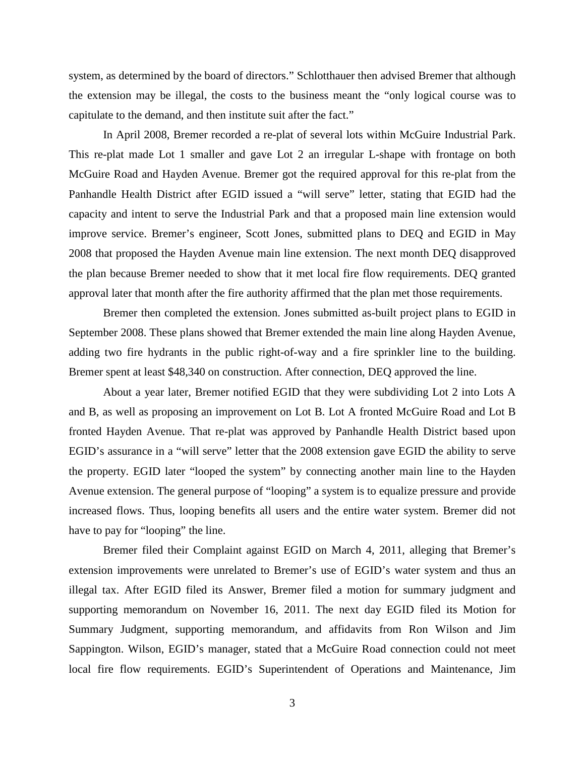system, as determined by the board of directors." Schlotthauer then advised Bremer that although the extension may be illegal, the costs to the business meant the "only logical course was to capitulate to the demand, and then institute suit after the fact."

In April 2008, Bremer recorded a re-plat of several lots within McGuire Industrial Park. This re-plat made Lot 1 smaller and gave Lot 2 an irregular L-shape with frontage on both McGuire Road and Hayden Avenue. Bremer got the required approval for this re-plat from the Panhandle Health District after EGID issued a "will serve" letter, stating that EGID had the capacity and intent to serve the Industrial Park and that a proposed main line extension would improve service. Bremer's engineer, Scott Jones, submitted plans to DEQ and EGID in May 2008 that proposed the Hayden Avenue main line extension. The next month DEQ disapproved the plan because Bremer needed to show that it met local fire flow requirements. DEQ granted approval later that month after the fire authority affirmed that the plan met those requirements.

Bremer then completed the extension. Jones submitted as-built project plans to EGID in September 2008. These plans showed that Bremer extended the main line along Hayden Avenue, adding two fire hydrants in the public right-of-way and a fire sprinkler line to the building. Bremer spent at least $48,340 on construction. After connection, DEQ approved the line.

About a year later, Bremer notified EGID that they were subdividing Lot 2 into Lots A and B, as well as proposing an improvement on Lot B. Lot A fronted McGuire Road and Lot B fronted Hayden Avenue. That re-plat was approved by Panhandle Health District based upon EGID's assurance in a "will serve" letter that the 2008 extension gave EGID the ability to serve the property. EGID later "looped the system" by connecting another main line to the Hayden Avenue extension. The general purpose of "looping" a system is to equalize pressure and provide increased flows. Thus, looping benefits all users and the entire water system. Bremer did not have to pay for "looping" the line.

Bremer filed their Complaint against EGID on March 4, 2011, alleging that Bremer's extension improvements were unrelated to Bremer's use of EGID's water system and thus an illegal tax. After EGID filed its Answer, Bremer filed a motion for summary judgment and supporting memorandum on November 16, 2011. The next day EGID filed its Motion for Summary Judgment, supporting memorandum, and affidavits from Ron Wilson and Jim Sappington. Wilson, EGID's manager, stated that a McGuire Road connection could not meet local fire flow requirements. EGID's Superintendent of Operations and Maintenance, Jim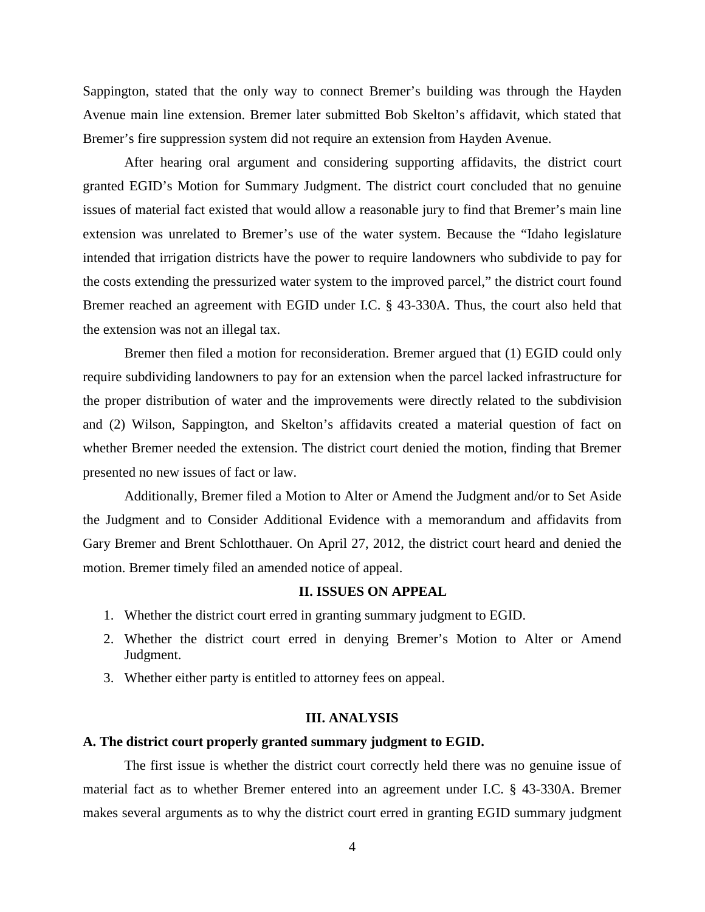Sappington, stated that the only way to connect Bremer's building was through the Hayden Avenue main line extension. Bremer later submitted Bob Skelton's affidavit, which stated that Bremer's fire suppression system did not require an extension from Hayden Avenue.

After hearing oral argument and considering supporting affidavits, the district court granted EGID's Motion for Summary Judgment. The district court concluded that no genuine issues of material fact existed that would allow a reasonable jury to find that Bremer's main line extension was unrelated to Bremer's use of the water system. Because the "Idaho legislature intended that irrigation districts have the power to require landowners who subdivide to pay for the costs extending the pressurized water system to the improved parcel," the district court found Bremer reached an agreement with EGID under I.C. § 43-330A. Thus, the court also held that the extension was not an illegal tax.

Bremer then filed a motion for reconsideration. Bremer argued that (1) EGID could only require subdividing landowners to pay for an extension when the parcel lacked infrastructure for the proper distribution of water and the improvements were directly related to the subdivision and (2) Wilson, Sappington, and Skelton's affidavits created a material question of fact on whether Bremer needed the extension. The district court denied the motion, finding that Bremer presented no new issues of fact or law.

Additionally, Bremer filed a Motion to Alter or Amend the Judgment and/or to Set Aside the Judgment and to Consider Additional Evidence with a memorandum and affidavits from Gary Bremer and Brent Schlotthauer. On April 27, 2012, the district court heard and denied the motion. Bremer timely filed an amended notice of appeal.

## II. ISSUES ON APPEAL

1. Whether the district court erred in granting summary judgment to EGID.
2. Whether the district court erred in denying Bremer's Motion to Alter or Amend Judgment.
3. Whether either party is entitled to attorney fees on appeal.

## III. ANALYSIS

### A. The district court properly granted summary judgment to EGID.

The first issue is whether the district court correctly held there was no genuine issue of material fact as to whether Bremer entered into an agreement under I.C. § 43-330A. Bremer makes several arguments as to why the district court erred in granting EGID summary judgment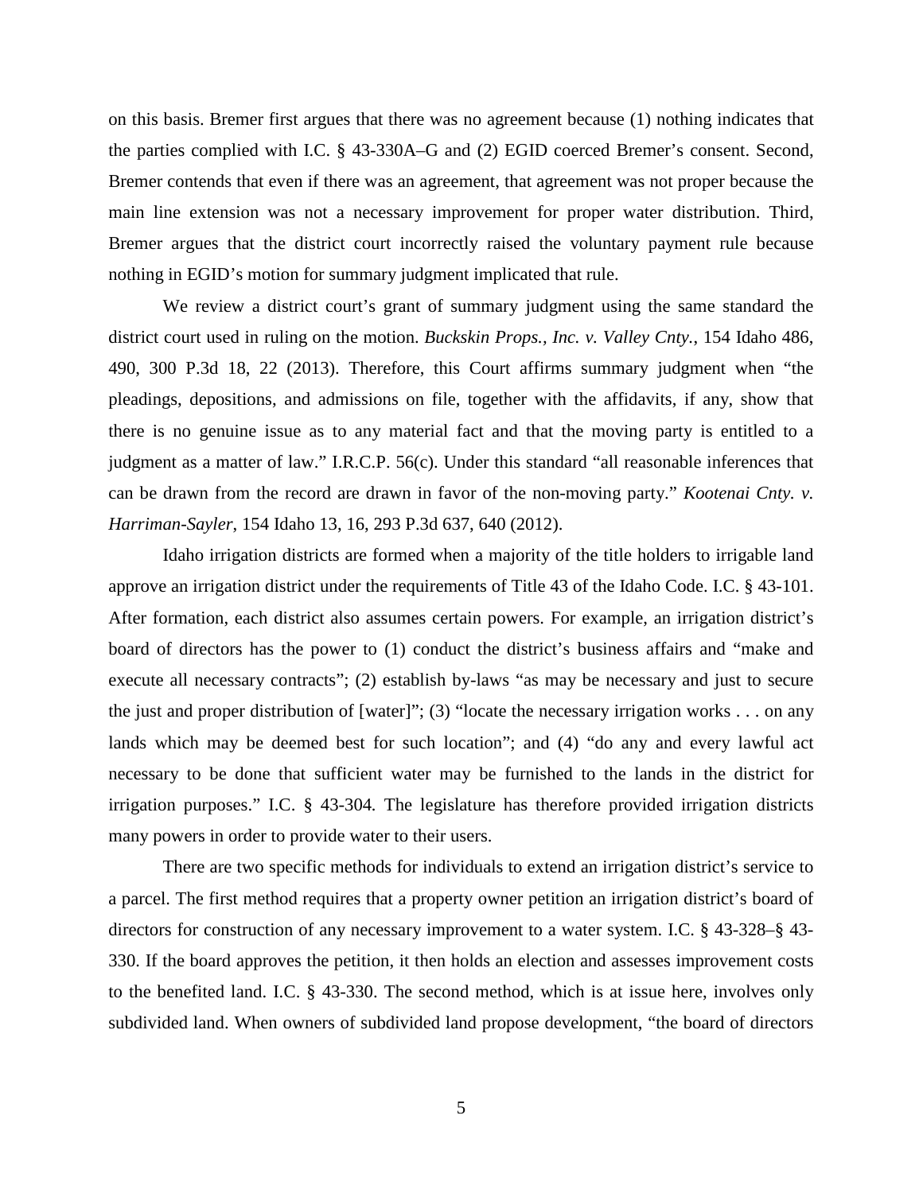on this basis. Bremer first argues that there was no agreement because (1) nothing indicates that the parties complied with I.C. § 43-330A–G and (2) EGID coerced Bremer's consent. Second, Bremer contends that even if there was an agreement, that agreement was not proper because the main line extension was not a necessary improvement for proper water distribution. Third, Bremer argues that the district court incorrectly raised the voluntary payment rule because nothing in EGID's motion for summary judgment implicated that rule.

We review a district court's grant of summary judgment using the same standard the district court used in ruling on the motion. *Buckskin Props., Inc. v. Valley Cnty.*, 154 Idaho 486, 490, 300 P.3d 18, 22 (2013). Therefore, this Court affirms summary judgment when "the pleadings, depositions, and admissions on file, together with the affidavits, if any, show that there is no genuine issue as to any material fact and that the moving party is entitled to a judgment as a matter of law." I.R.C.P. 56(c). Under this standard "all reasonable inferences that can be drawn from the record are drawn in favor of the non-moving party." *Kootenai Cnty. v. Harriman-Sayler*, 154 Idaho 13, 16, 293 P.3d 637, 640 (2012).

Idaho irrigation districts are formed when a majority of the title holders to irrigable land approve an irrigation district under the requirements of Title 43 of the Idaho Code. I.C. § 43-101. After formation, each district also assumes certain powers. For example, an irrigation district's board of directors has the power to (1) conduct the district's business affairs and "make and execute all necessary contracts"; (2) establish by-laws "as may be necessary and just to secure the just and proper distribution of [water]"; (3) "locate the necessary irrigation works . . . on any lands which may be deemed best for such location"; and (4) "do any and every lawful act necessary to be done that sufficient water may be furnished to the lands in the district for irrigation purposes." I.C. § 43-304. The legislature has therefore provided irrigation districts many powers in order to provide water to their users.

There are two specific methods for individuals to extend an irrigation district's service to a parcel. The first method requires that a property owner petition an irrigation district's board of directors for construction of any necessary improvement to a water system. I.C. § 43-328–§ 43-330. If the board approves the petition, it then holds an election and assesses improvement costs to the benefited land. I.C. § 43-330. The second method, which is at issue here, involves only subdivided land. When owners of subdivided land propose development, "the board of directors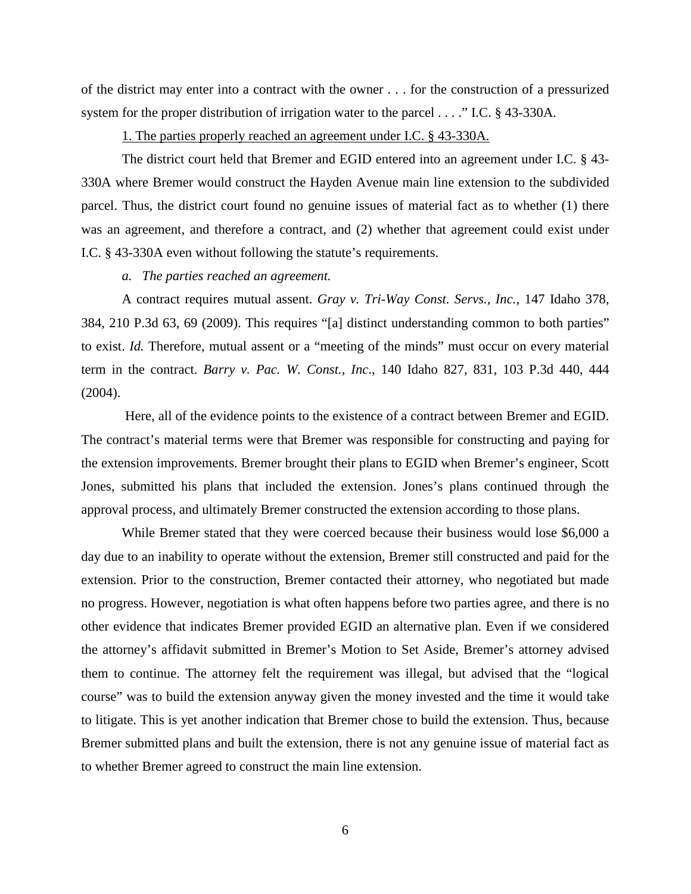of the district may enter into a contract with the owner . . . for the construction of a pressurized system for the proper distribution of irrigation water to the parcel . . . ." I.C. § 43-330A.

1. The parties properly reached an agreement under I.C. § 43-330A.

The district court held that Bremer and EGID entered into an agreement under I.C. § 43-330A where Bremer would construct the Hayden Avenue main line extension to the subdivided parcel. Thus, the district court found no genuine issues of material fact as to whether (1) there was an agreement, and therefore a contract, and (2) whether that agreement could exist under I.C. § 43-330A even without following the statute's requirements.

*a. The parties reached an agreement.*

A contract requires mutual assent. *Gray v. Tri-Way Const. Servs., Inc.*, 147 Idaho 378, 384, 210 P.3d 63, 69 (2009). This requires "[a] distinct understanding common to both parties" to exist. *Id.* Therefore, mutual assent or a "meeting of the minds" must occur on every material term in the contract. *Barry v. Pac. W. Const., Inc.*, 140 Idaho 827, 831, 103 P.3d 440, 444 (2004).

Here, all of the evidence points to the existence of a contract between Bremer and EGID. The contract's material terms were that Bremer was responsible for constructing and paying for the extension improvements. Bremer brought their plans to EGID when Bremer's engineer, Scott Jones, submitted his plans that included the extension. Jones's plans continued through the approval process, and ultimately Bremer constructed the extension according to those plans.

While Bremer stated that they were coerced because their business would lose $6,000 a day due to an inability to operate without the extension, Bremer still constructed and paid for the extension. Prior to the construction, Bremer contacted their attorney, who negotiated but made no progress. However, negotiation is what often happens before two parties agree, and there is no other evidence that indicates Bremer provided EGID an alternative plan. Even if we considered the attorney's affidavit submitted in Bremer's Motion to Set Aside, Bremer's attorney advised them to continue. The attorney felt the requirement was illegal, but advised that the "logical course" was to build the extension anyway given the money invested and the time it would take to litigate. This is yet another indication that Bremer chose to build the extension. Thus, because Bremer submitted plans and built the extension, there is not any genuine issue of material fact as to whether Bremer agreed to construct the main line extension.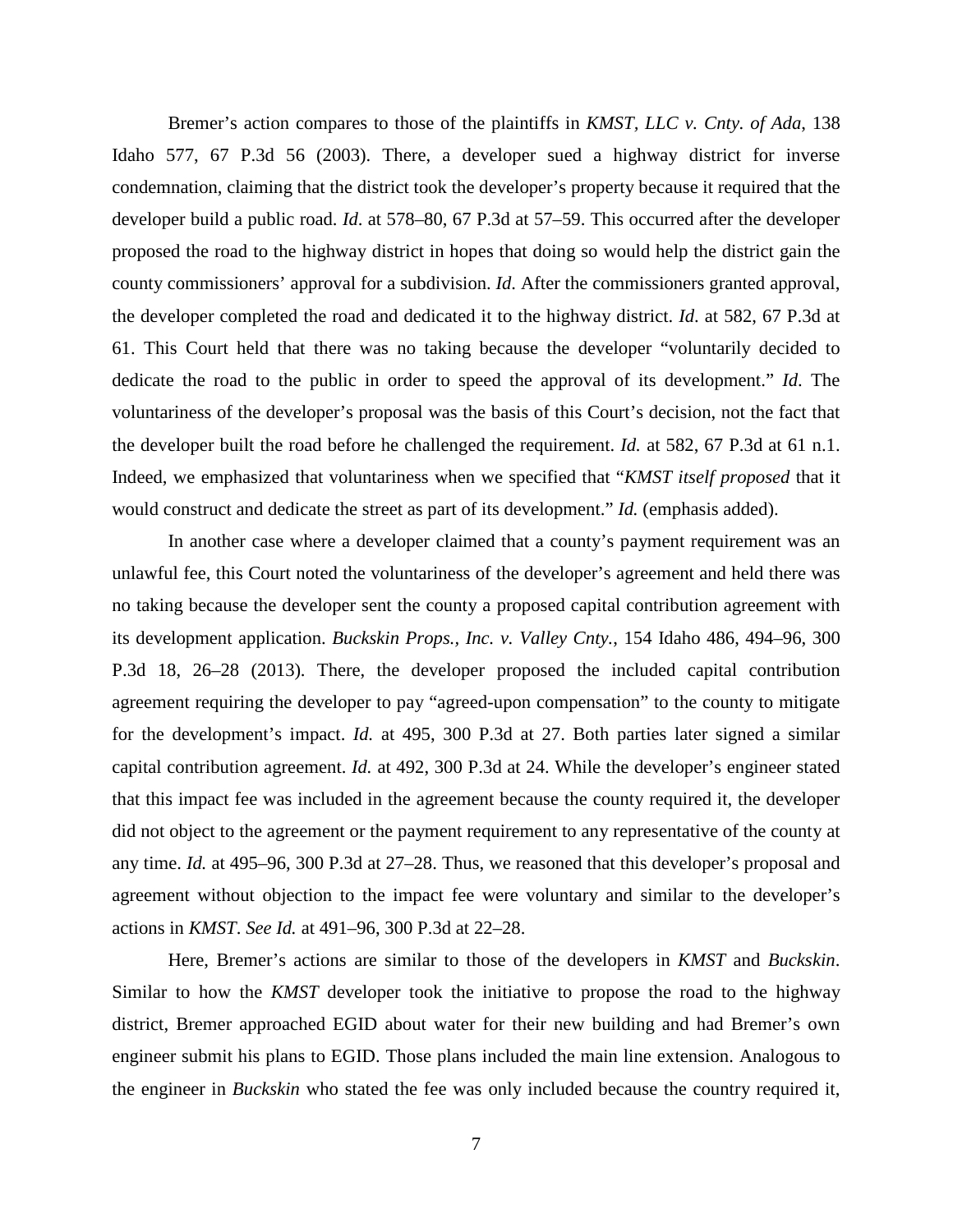Bremer's action compares to those of the plaintiffs in *KMST, LLC v. Cnty. of Ada*, 138 Idaho 577, 67 P.3d 56 (2003). There, a developer sued a highway district for inverse condemnation, claiming that the district took the developer's property because it required that the developer build a public road. *Id*. at 578–80, 67 P.3d at 57–59. This occurred after the developer proposed the road to the highway district in hopes that doing so would help the district gain the county commissioners' approval for a subdivision. *Id*. After the commissioners granted approval, the developer completed the road and dedicated it to the highway district. *Id*. at 582, 67 P.3d at 61. This Court held that there was no taking because the developer "voluntarily decided to dedicate the road to the public in order to speed the approval of its development." *Id*. The voluntariness of the developer's proposal was the basis of this Court's decision, not the fact that the developer built the road before he challenged the requirement. *Id.* at 582, 67 P.3d at 61 n.1. Indeed, we emphasized that voluntariness when we specified that "*KMST itself proposed* that it would construct and dedicate the street as part of its development." *Id.* (emphasis added).

In another case where a developer claimed that a county's payment requirement was an unlawful fee, this Court noted the voluntariness of the developer's agreement and held there was no taking because the developer sent the county a proposed capital contribution agreement with its development application. *Buckskin Props., Inc. v. Valley Cnty.*, 154 Idaho 486, 494–96, 300 P.3d 18, 26–28 (2013). There, the developer proposed the included capital contribution agreement requiring the developer to pay "agreed-upon compensation" to the county to mitigate for the development's impact. *Id.* at 495, 300 P.3d at 27. Both parties later signed a similar capital contribution agreement. *Id.* at 492, 300 P.3d at 24. While the developer's engineer stated that this impact fee was included in the agreement because the county required it, the developer did not object to the agreement or the payment requirement to any representative of the county at any time. *Id.* at 495–96, 300 P.3d at 27–28. Thus, we reasoned that this developer's proposal and agreement without objection to the impact fee were voluntary and similar to the developer's actions in *KMST*. *See Id.* at 491–96, 300 P.3d at 22–28.

Here, Bremer's actions are similar to those of the developers in *KMST* and *Buckskin*. Similar to how the *KMST* developer took the initiative to propose the road to the highway district, Bremer approached EGID about water for their new building and had Bremer's own engineer submit his plans to EGID. Those plans included the main line extension. Analogous to the engineer in *Buckskin* who stated the fee was only included because the country required it,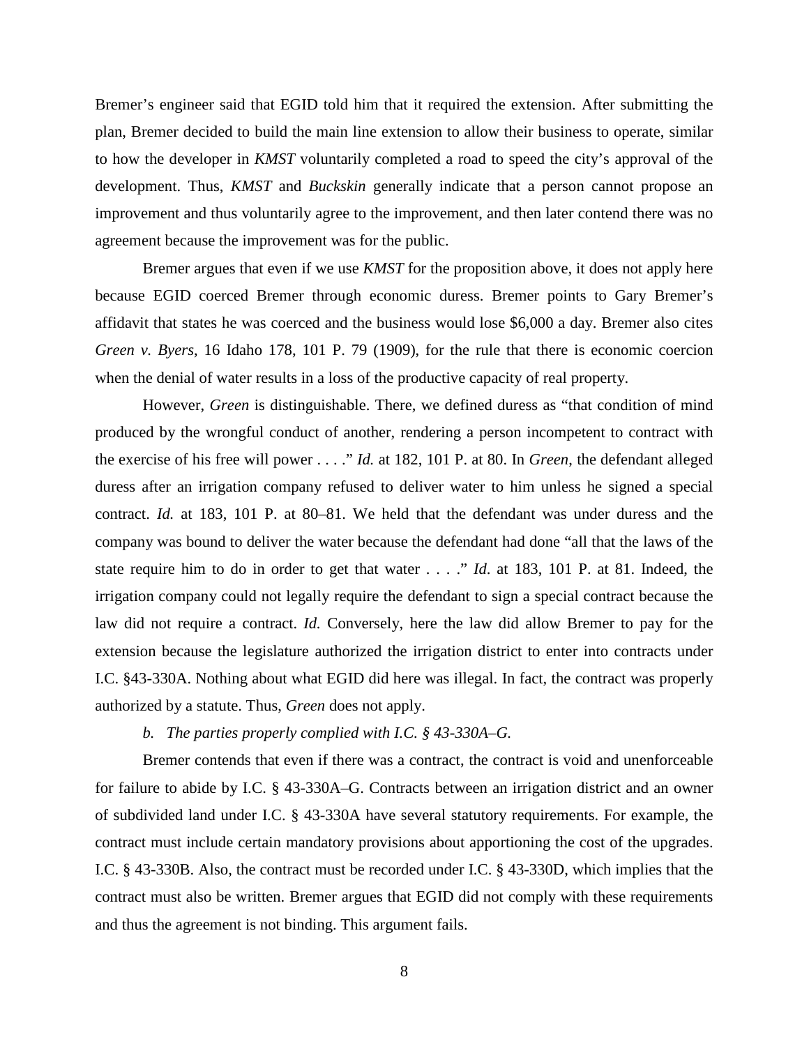Bremer's engineer said that EGID told him that it required the extension. After submitting the plan, Bremer decided to build the main line extension to allow their business to operate, similar to how the developer in *KMST* voluntarily completed a road to speed the city's approval of the development. Thus, *KMST* and *Buckskin* generally indicate that a person cannot propose an improvement and thus voluntarily agree to the improvement, and then later contend there was no agreement because the improvement was for the public.

Bremer argues that even if we use *KMST* for the proposition above, it does not apply here because EGID coerced Bremer through economic duress. Bremer points to Gary Bremer's affidavit that states he was coerced and the business would lose $6,000 a day. Bremer also cites *Green v. Byers*, 16 Idaho 178, 101 P. 79 (1909), for the rule that there is economic coercion when the denial of water results in a loss of the productive capacity of real property.

However, *Green* is distinguishable. There, we defined duress as "that condition of mind produced by the wrongful conduct of another, rendering a person incompetent to contract with the exercise of his free will power . . . ." *Id.* at 182, 101 P. at 80. In *Green*, the defendant alleged duress after an irrigation company refused to deliver water to him unless he signed a special contract. *Id.* at 183, 101 P. at 80–81. We held that the defendant was under duress and the company was bound to deliver the water because the defendant had done "all that the laws of the state require him to do in order to get that water . . . ." *Id.* at 183, 101 P. at 81. Indeed, the irrigation company could not legally require the defendant to sign a special contract because the law did not require a contract. *Id.* Conversely, here the law did allow Bremer to pay for the extension because the legislature authorized the irrigation district to enter into contracts under I.C. §43-330A. Nothing about what EGID did here was illegal. In fact, the contract was properly authorized by a statute. Thus, *Green* does not apply.

*b. The parties properly complied with I.C. § 43-330A–G.*

Bremer contends that even if there was a contract, the contract is void and unenforceable for failure to abide by I.C. § 43-330A–G. Contracts between an irrigation district and an owner of subdivided land under I.C. § 43-330A have several statutory requirements. For example, the contract must include certain mandatory provisions about apportioning the cost of the upgrades. I.C. § 43-330B. Also, the contract must be recorded under I.C. § 43-330D, which implies that the contract must also be written. Bremer argues that EGID did not comply with these requirements and thus the agreement is not binding. This argument fails.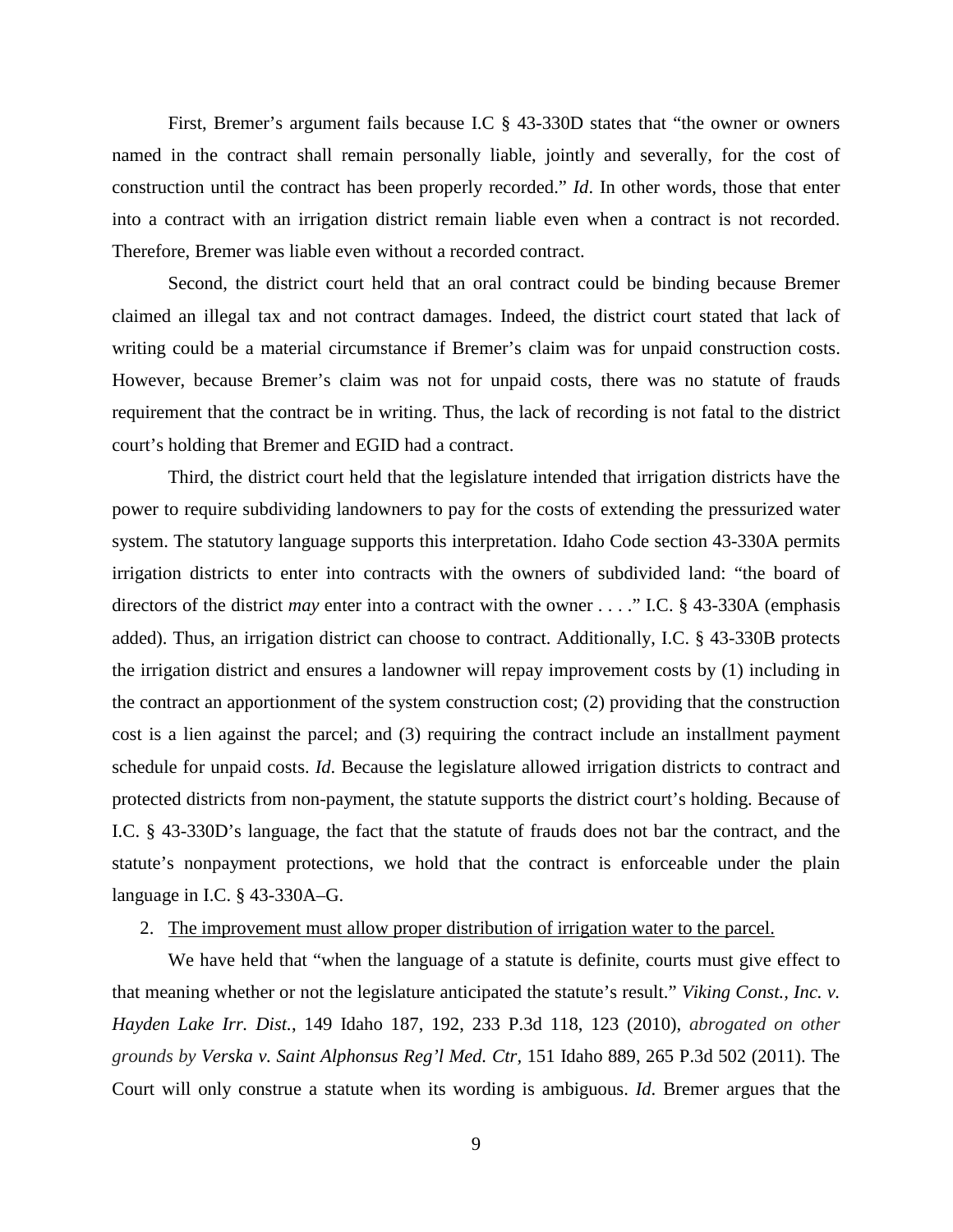First, Bremer's argument fails because I.C § 43-330D states that "the owner or owners named in the contract shall remain personally liable, jointly and severally, for the cost of construction until the contract has been properly recorded." *Id*. In other words, those that enter into a contract with an irrigation district remain liable even when a contract is not recorded. Therefore, Bremer was liable even without a recorded contract.

Second, the district court held that an oral contract could be binding because Bremer claimed an illegal tax and not contract damages. Indeed, the district court stated that lack of writing could be a material circumstance if Bremer's claim was for unpaid construction costs. However, because Bremer's claim was not for unpaid costs, there was no statute of frauds requirement that the contract be in writing. Thus, the lack of recording is not fatal to the district court's holding that Bremer and EGID had a contract.

Third, the district court held that the legislature intended that irrigation districts have the power to require subdividing landowners to pay for the costs of extending the pressurized water system. The statutory language supports this interpretation. Idaho Code section 43-330A permits irrigation districts to enter into contracts with the owners of subdivided land: "the board of directors of the district *may* enter into a contract with the owner . . . ." I.C. § 43-330A (emphasis added). Thus, an irrigation district can choose to contract. Additionally, I.C. § 43-330B protects the irrigation district and ensures a landowner will repay improvement costs by (1) including in the contract an apportionment of the system construction cost; (2) providing that the construction cost is a lien against the parcel; and (3) requiring the contract include an installment payment schedule for unpaid costs. *Id*. Because the legislature allowed irrigation districts to contract and protected districts from non-payment, the statute supports the district court's holding. Because of I.C. § 43-330D's language, the fact that the statute of frauds does not bar the contract, and the statute's nonpayment protections, we hold that the contract is enforceable under the plain language in I.C. § 43-330A–G.

2. The improvement must allow proper distribution of irrigation water to the parcel.

We have held that "when the language of a statute is definite, courts must give effect to that meaning whether or not the legislature anticipated the statute's result." *Viking Const., Inc. v. Hayden Lake Irr. Dist.*, 149 Idaho 187, 192, 233 P.3d 118, 123 (2010), *abrogated on other grounds by Verska v. Saint Alphonsus Reg'l Med. Ctr*, 151 Idaho 889, 265 P.3d 502 (2011). The Court will only construe a statute when its wording is ambiguous. *Id*. Bremer argues that the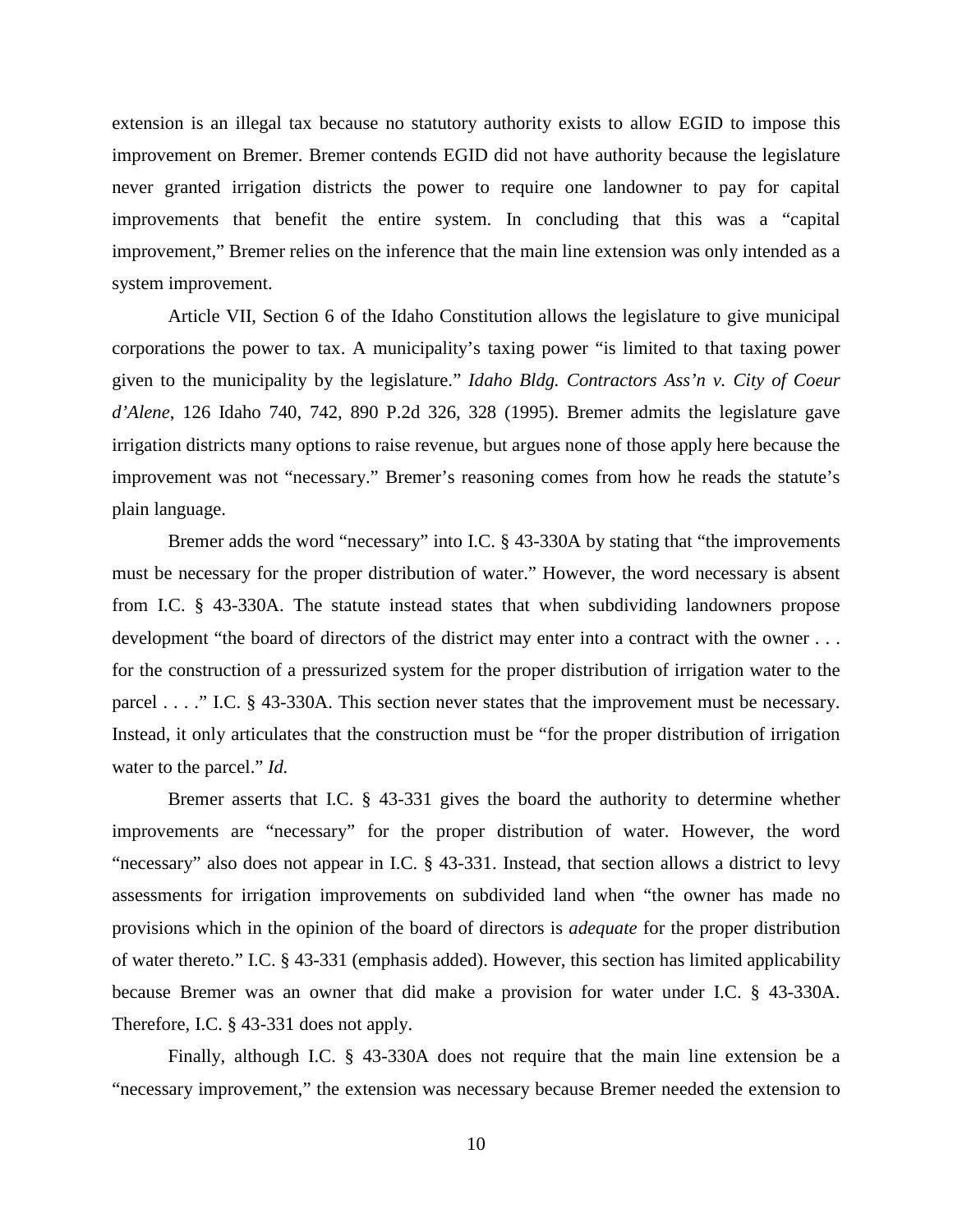extension is an illegal tax because no statutory authority exists to allow EGID to impose this improvement on Bremer. Bremer contends EGID did not have authority because the legislature never granted irrigation districts the power to require one landowner to pay for capital improvements that benefit the entire system. In concluding that this was a "capital improvement," Bremer relies on the inference that the main line extension was only intended as a system improvement.

Article VII, Section 6 of the Idaho Constitution allows the legislature to give municipal corporations the power to tax. A municipality's taxing power "is limited to that taxing power given to the municipality by the legislature." *Idaho Bldg. Contractors Ass'n v. City of Coeur d'Alene*, 126 Idaho 740, 742, 890 P.2d 326, 328 (1995). Bremer admits the legislature gave irrigation districts many options to raise revenue, but argues none of those apply here because the improvement was not "necessary." Bremer's reasoning comes from how he reads the statute's plain language.

Bremer adds the word "necessary" into I.C. § 43-330A by stating that "the improvements must be necessary for the proper distribution of water." However, the word necessary is absent from I.C. § 43-330A. The statute instead states that when subdividing landowners propose development "the board of directors of the district may enter into a contract with the owner . . . for the construction of a pressurized system for the proper distribution of irrigation water to the parcel . . . ." I.C. § 43-330A. This section never states that the improvement must be necessary. Instead, it only articulates that the construction must be "for the proper distribution of irrigation water to the parcel." *Id.*

Bremer asserts that I.C. § 43-331 gives the board the authority to determine whether improvements are "necessary" for the proper distribution of water. However, the word "necessary" also does not appear in I.C. § 43-331. Instead, that section allows a district to levy assessments for irrigation improvements on subdivided land when "the owner has made no provisions which in the opinion of the board of directors is *adequate* for the proper distribution of water thereto." I.C. § 43-331 (emphasis added). However, this section has limited applicability because Bremer was an owner that did make a provision for water under I.C. § 43-330A. Therefore, I.C. § 43-331 does not apply.

Finally, although I.C. § 43-330A does not require that the main line extension be a "necessary improvement," the extension was necessary because Bremer needed the extension to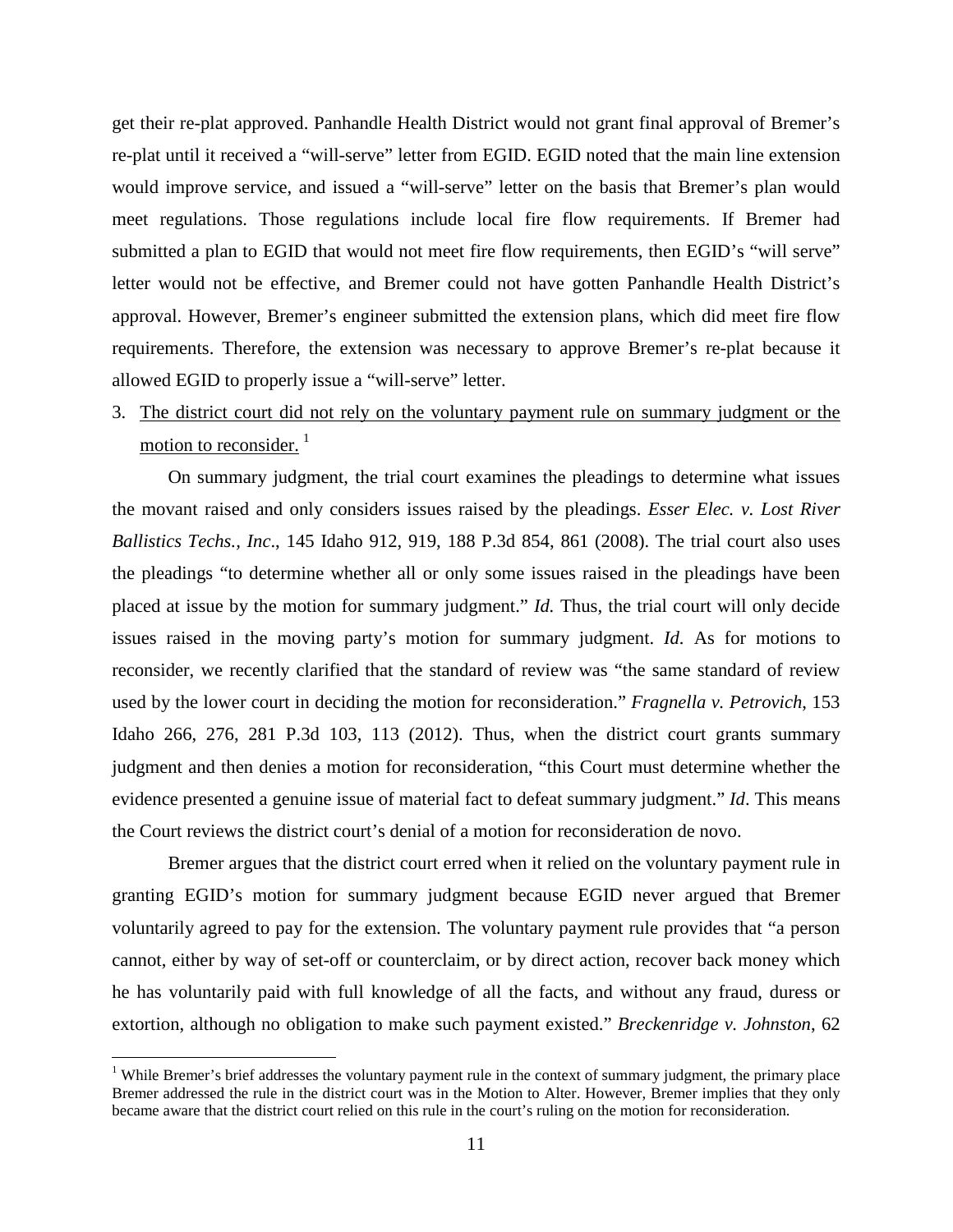get their re-plat approved. Panhandle Health District would not grant final approval of Bremer's re-plat until it received a "will-serve" letter from EGID. EGID noted that the main line extension would improve service, and issued a "will-serve" letter on the basis that Bremer's plan would meet regulations. Those regulations include local fire flow requirements. If Bremer had submitted a plan to EGID that would not meet fire flow requirements, then EGID's "will serve" letter would not be effective, and Bremer could not have gotten Panhandle Health District's approval. However, Bremer's engineer submitted the extension plans, which did meet fire flow requirements. Therefore, the extension was necessary to approve Bremer's re-plat because it allowed EGID to properly issue a "will-serve" letter.

3. <u>The district court did not rely on the voluntary payment rule on summary judgment or the motion to reconsider.</u> [1]

On summary judgment, the trial court examines the pleadings to determine what issues the movant raised and only considers issues raised by the pleadings. *Esser Elec. v. Lost River Ballistics Techs., Inc*., 145 Idaho 912, 919, 188 P.3d 854, 861 (2008). The trial court also uses the pleadings "to determine whether all or only some issues raised in the pleadings have been placed at issue by the motion for summary judgment." *Id.* Thus, the trial court will only decide issues raised in the moving party's motion for summary judgment. *Id*. As for motions to reconsider, we recently clarified that the standard of review was "the same standard of review used by the lower court in deciding the motion for reconsideration." *Fragnella v. Petrovich*, 153 Idaho 266, 276, 281 P.3d 103, 113 (2012). Thus, when the district court grants summary judgment and then denies a motion for reconsideration, "this Court must determine whether the evidence presented a genuine issue of material fact to defeat summary judgment." *Id*. This means the Court reviews the district court's denial of a motion for reconsideration de novo.

Bremer argues that the district court erred when it relied on the voluntary payment rule in granting EGID's motion for summary judgment because EGID never argued that Bremer voluntarily agreed to pay for the extension. The voluntary payment rule provides that "a person cannot, either by way of set-off or counterclaim, or by direct action, recover back money which he has voluntarily paid with full knowledge of all the facts, and without any fraud, duress or extortion, although no obligation to make such payment existed." *Breckenridge v. Johnston*, 62

---

[1] While Bremer's brief addresses the voluntary payment rule in the context of summary judgment, the primary place Bremer addressed the rule in the district court was in the Motion to Alter. However, Bremer implies that they only became aware that the district court relied on this rule in the court's ruling on the motion for reconsideration.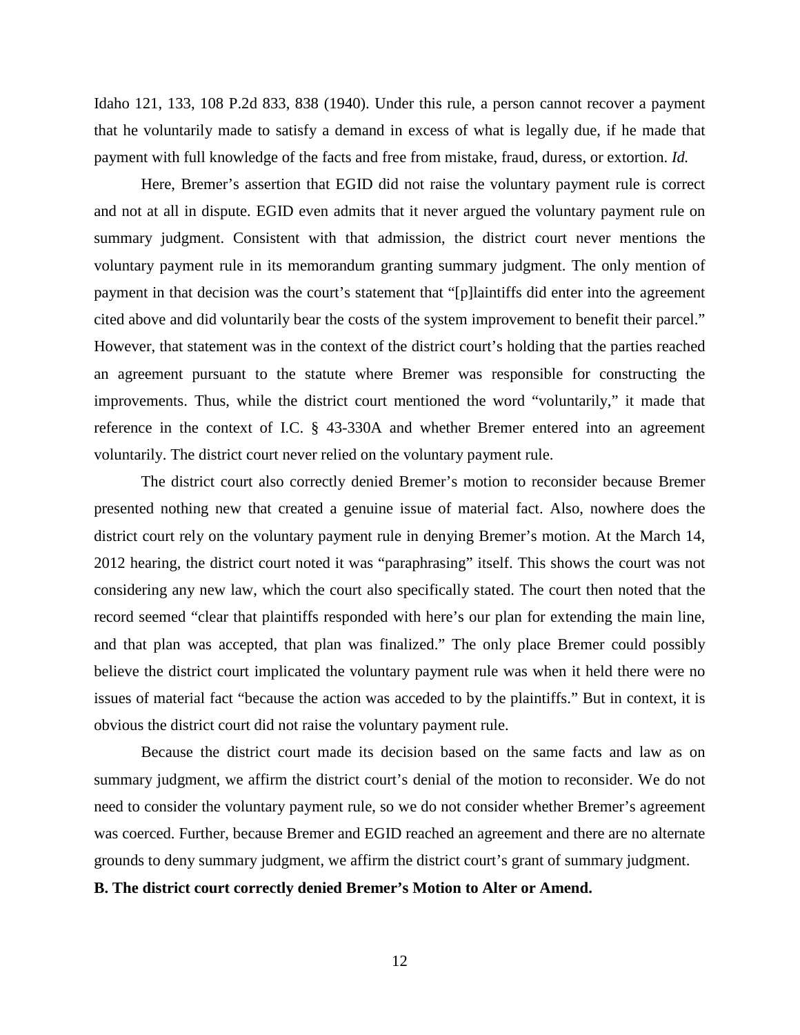Idaho 121, 133, 108 P.2d 833, 838 (1940). Under this rule, a person cannot recover a payment that he voluntarily made to satisfy a demand in excess of what is legally due, if he made that payment with full knowledge of the facts and free from mistake, fraud, duress, or extortion. *Id.*

Here, Bremer's assertion that EGID did not raise the voluntary payment rule is correct and not at all in dispute. EGID even admits that it never argued the voluntary payment rule on summary judgment. Consistent with that admission, the district court never mentions the voluntary payment rule in its memorandum granting summary judgment. The only mention of payment in that decision was the court's statement that "[p]laintiffs did enter into the agreement cited above and did voluntarily bear the costs of the system improvement to benefit their parcel." However, that statement was in the context of the district court's holding that the parties reached an agreement pursuant to the statute where Bremer was responsible for constructing the improvements. Thus, while the district court mentioned the word "voluntarily," it made that reference in the context of I.C. § 43-330A and whether Bremer entered into an agreement voluntarily. The district court never relied on the voluntary payment rule.

The district court also correctly denied Bremer's motion to reconsider because Bremer presented nothing new that created a genuine issue of material fact. Also, nowhere does the district court rely on the voluntary payment rule in denying Bremer's motion. At the March 14, 2012 hearing, the district court noted it was "paraphrasing" itself. This shows the court was not considering any new law, which the court also specifically stated. The court then noted that the record seemed "clear that plaintiffs responded with here's our plan for extending the main line, and that plan was accepted, that plan was finalized." The only place Bremer could possibly believe the district court implicated the voluntary payment rule was when it held there were no issues of material fact "because the action was acceded to by the plaintiffs." But in context, it is obvious the district court did not raise the voluntary payment rule.

Because the district court made its decision based on the same facts and law as on summary judgment, we affirm the district court's denial of the motion to reconsider. We do not need to consider the voluntary payment rule, so we do not consider whether Bremer's agreement was coerced. Further, because Bremer and EGID reached an agreement and there are no alternate grounds to deny summary judgment, we affirm the district court's grant of summary judgment.

**B. The district court correctly denied Bremer's Motion to Alter or Amend.**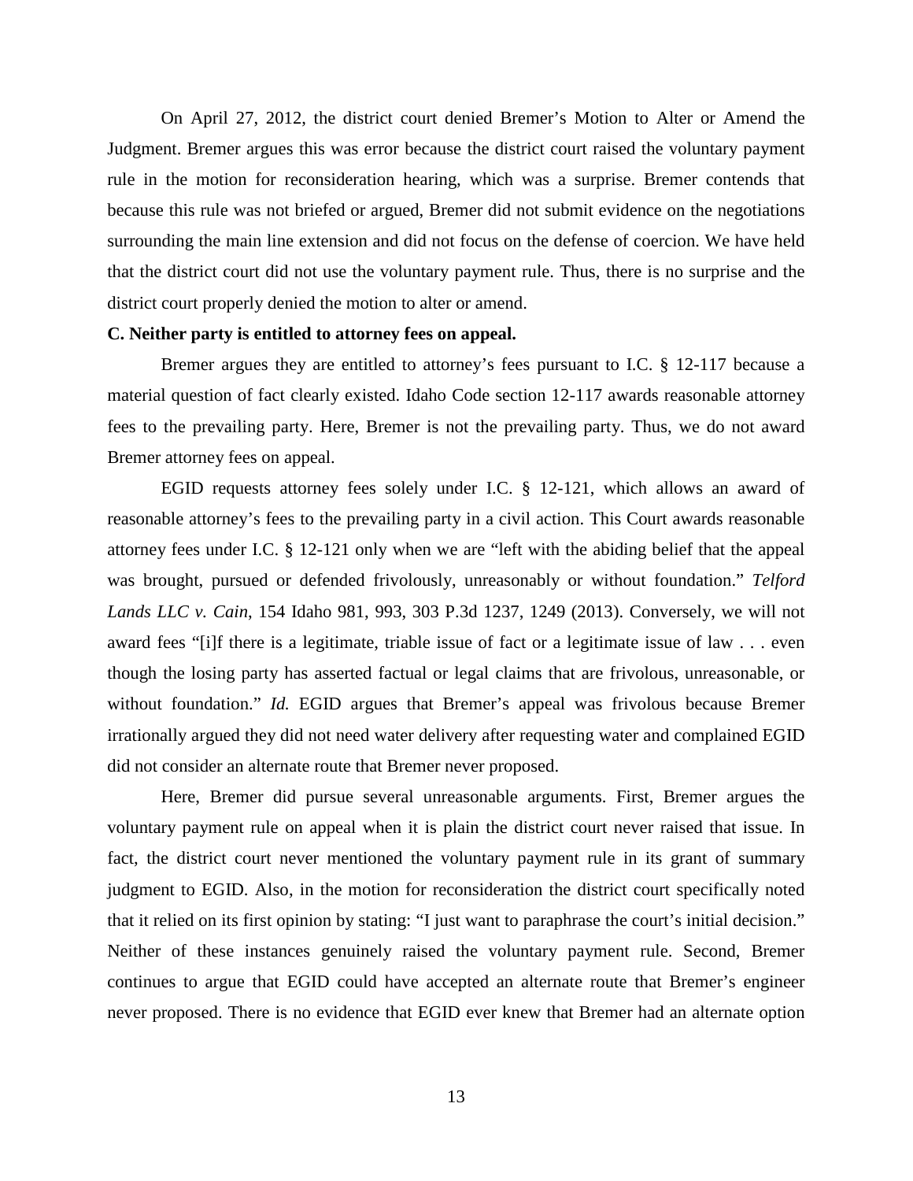On April 27, 2012, the district court denied Bremer's Motion to Alter or Amend the Judgment. Bremer argues this was error because the district court raised the voluntary payment rule in the motion for reconsideration hearing, which was a surprise. Bremer contends that because this rule was not briefed or argued, Bremer did not submit evidence on the negotiations surrounding the main line extension and did not focus on the defense of coercion. We have held that the district court did not use the voluntary payment rule. Thus, there is no surprise and the district court properly denied the motion to alter or amend.

**C. Neither party is entitled to attorney fees on appeal.**

Bremer argues they are entitled to attorney's fees pursuant to I.C. § 12-117 because a material question of fact clearly existed. Idaho Code section 12-117 awards reasonable attorney fees to the prevailing party. Here, Bremer is not the prevailing party. Thus, we do not award Bremer attorney fees on appeal.

EGID requests attorney fees solely under I.C. § 12-121, which allows an award of reasonable attorney's fees to the prevailing party in a civil action. This Court awards reasonable attorney fees under I.C. § 12-121 only when we are "left with the abiding belief that the appeal was brought, pursued or defended frivolously, unreasonably or without foundation." *Telford Lands LLC v. Cain*, 154 Idaho 981, 993, 303 P.3d 1237, 1249 (2013). Conversely, we will not award fees "[i]f there is a legitimate, triable issue of fact or a legitimate issue of law . . . even though the losing party has asserted factual or legal claims that are frivolous, unreasonable, or without foundation." *Id.* EGID argues that Bremer's appeal was frivolous because Bremer irrationally argued they did not need water delivery after requesting water and complained EGID did not consider an alternate route that Bremer never proposed.

Here, Bremer did pursue several unreasonable arguments. First, Bremer argues the voluntary payment rule on appeal when it is plain the district court never raised that issue. In fact, the district court never mentioned the voluntary payment rule in its grant of summary judgment to EGID. Also, in the motion for reconsideration the district court specifically noted that it relied on its first opinion by stating: "I just want to paraphrase the court's initial decision." Neither of these instances genuinely raised the voluntary payment rule. Second, Bremer continues to argue that EGID could have accepted an alternate route that Bremer's engineer never proposed. There is no evidence that EGID ever knew that Bremer had an alternate option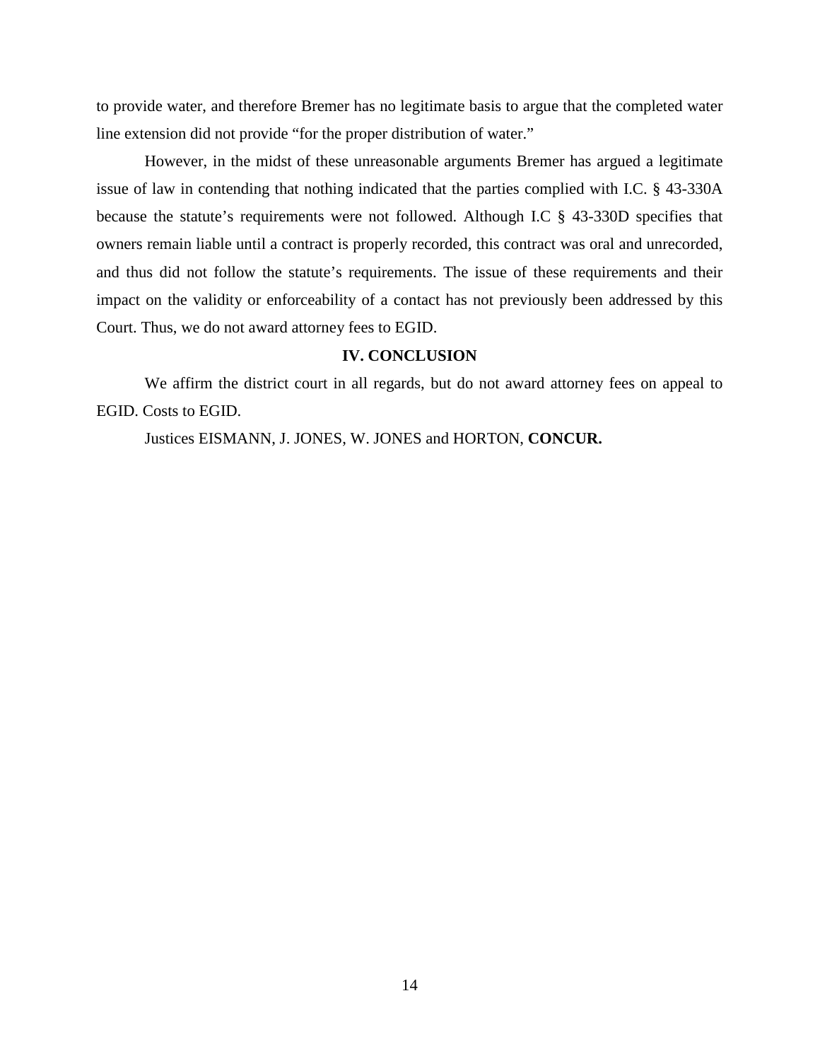to provide water, and therefore Bremer has no legitimate basis to argue that the completed water line extension did not provide "for the proper distribution of water."

However, in the midst of these unreasonable arguments Bremer has argued a legitimate issue of law in contending that nothing indicated that the parties complied with I.C. § 43-330A because the statute's requirements were not followed. Although I.C § 43-330D specifies that owners remain liable until a contract is properly recorded, this contract was oral and unrecorded, and thus did not follow the statute's requirements. The issue of these requirements and their impact on the validity or enforceability of a contact has not previously been addressed by this Court. Thus, we do not award attorney fees to EGID.

## IV. CONCLUSION

We affirm the district court in all regards, but do not award attorney fees on appeal to EGID. Costs to EGID.

Justices EISMANN, J. JONES, W. JONES and HORTON, **CONCUR.**